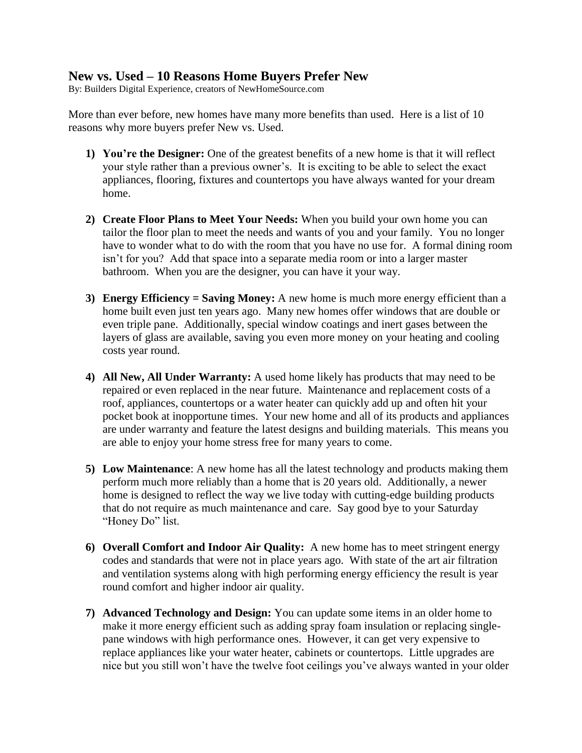## New vs. Used – 10 Reasons Home Buyers Prefer New

By: Builders Digital Experience, creators of NewHomeSource.com

More than ever before, new homes have many more benefits than used. Here is a list of 10 reasons why more buyers prefer New vs. Used.

1) **You're the Designer:** One of the greatest benefits of a new home is that it will reflect your style rather than a previous owner's. It is exciting to be able to select the exact appliances, flooring, fixtures and countertops you have always wanted for your dream home.

2) **Create Floor Plans to Meet Your Needs:** When you build your own home you can tailor the floor plan to meet the needs and wants of you and your family. You no longer have to wonder what to do with the room that you have no use for. A formal dining room isn't for you? Add that space into a separate media room or into a larger master bathroom. When you are the designer, you can have it your way.

3) **Energy Efficiency = Saving Money:** A new home is much more energy efficient than a home built even just ten years ago. Many new homes offer windows that are double or even triple pane. Additionally, special window coatings and inert gases between the layers of glass are available, saving you even more money on your heating and cooling costs year round.

4) **All New, All Under Warranty:** A used home likely has products that may need to be repaired or even replaced in the near future. Maintenance and replacement costs of a roof, appliances, countertops or a water heater can quickly add up and often hit your pocket book at inopportune times. Your new home and all of its products and appliances are under warranty and feature the latest designs and building materials. This means you are able to enjoy your home stress free for many years to come.

5) **Low Maintenance**: A new home has all the latest technology and products making them perform much more reliably than a home that is 20 years old. Additionally, a newer home is designed to reflect the way we live today with cutting-edge building products that do not require as much maintenance and care. Say good bye to your Saturday "Honey Do" list.

6) **Overall Comfort and Indoor Air Quality:** A new home has to meet stringent energy codes and standards that were not in place years ago. With state of the art air filtration and ventilation systems along with high performing energy efficiency the result is year round comfort and higher indoor air quality.

7) **Advanced Technology and Design:** You can update some items in an older home to make it more energy efficient such as adding spray foam insulation or replacing single-pane windows with high performance ones. However, it can get very expensive to replace appliances like your water heater, cabinets or countertops. Little upgrades are nice but you still won't have the twelve foot ceilings you've always wanted in your older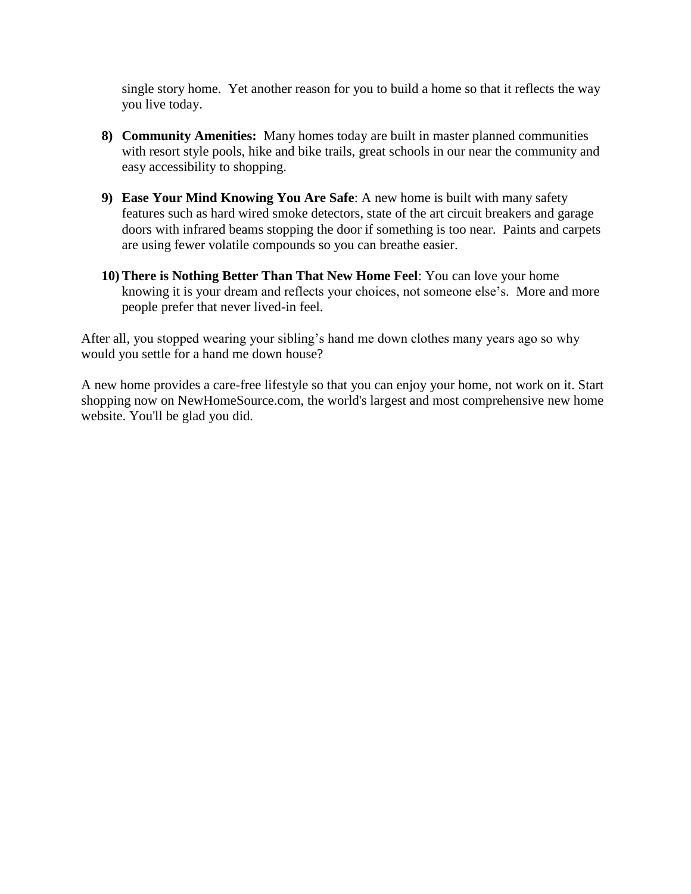single story home. Yet another reason for you to build a home so that it reflects the way you live today.

8) **Community Amenities:** Many homes today are built in master planned communities with resort style pools, hike and bike trails, great schools in our near the community and easy accessibility to shopping.

9) **Ease Your Mind Knowing You Are Safe**: A new home is built with many safety features such as hard wired smoke detectors, state of the art circuit breakers and garage doors with infrared beams stopping the door if something is too near. Paints and carpets are using fewer volatile compounds so you can breathe easier.

10) **There is Nothing Better Than That New Home Feel**: You can love your home knowing it is your dream and reflects your choices, not someone else's. More and more people prefer that never lived-in feel.

After all, you stopped wearing your sibling's hand me down clothes many years ago so why would you settle for a hand me down house?

A new home provides a care-free lifestyle so that you can enjoy your home, not work on it. Start shopping now on NewHomeSource.com, the world's largest and most comprehensive new home website. You'll be glad you did.